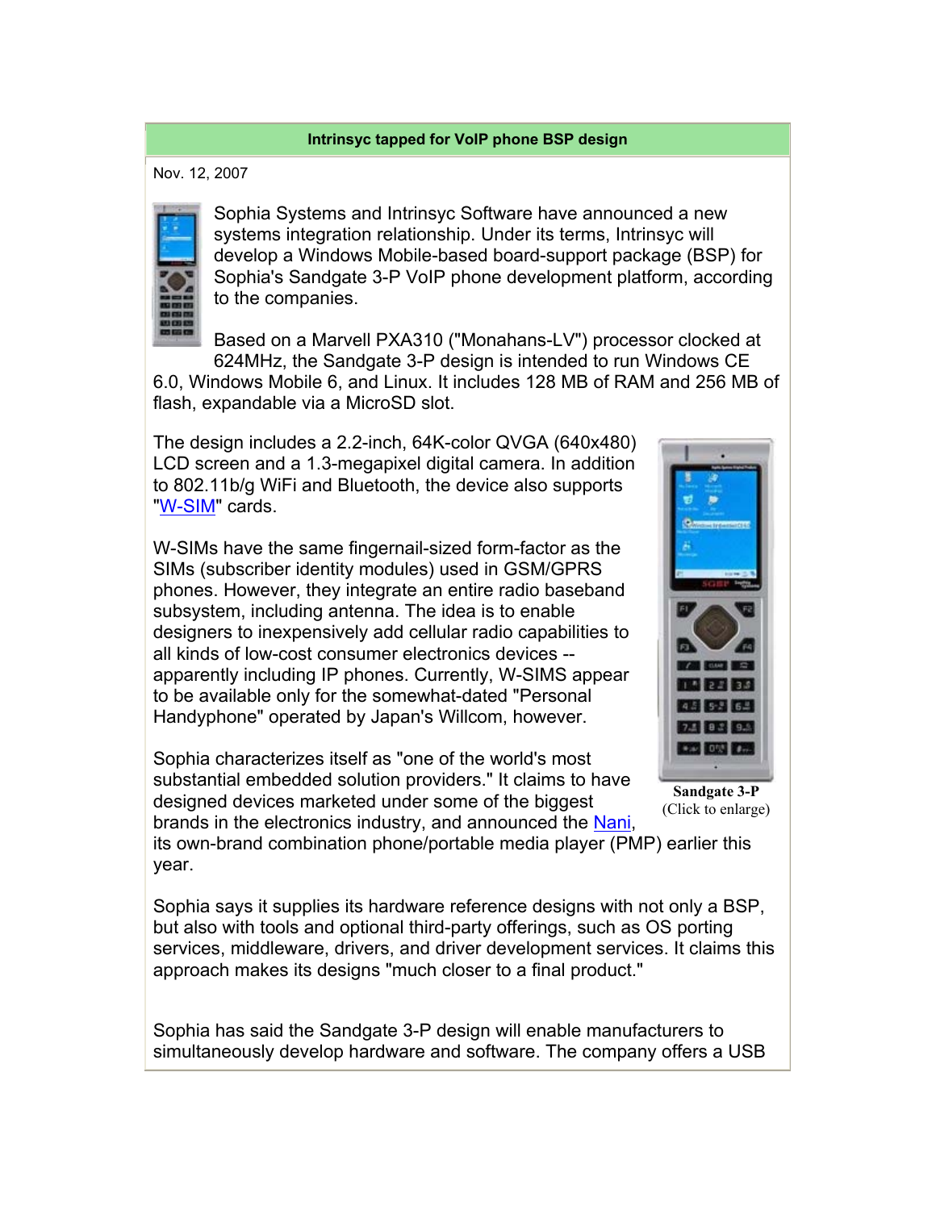# Intrinsyc tapped for VoIP phone BSP design

Nov. 12, 2007

Sophia Systems and Intrinsyc Software have announced a new systems integration relationship. Under its terms, Intrinsyc will develop a Windows Mobile-based board-support package (BSP) for Sophia's Sandgate 3-P VoIP phone development platform, according to the companies.

Based on a Marvell PXA310 ("Monahans-LV") processor clocked at 624MHz, the Sandgate 3-P design is intended to run Windows CE 6.0, Windows Mobile 6, and Linux. It includes 128 MB of RAM and 256 MB of flash, expandable via a MicroSD slot.

The design includes a 2.2-inch, 64K-color QVGA (640x480) LCD screen and a 1.3-megapixel digital camera. In addition to 802.11b/g WiFi and Bluetooth, the device also supports "W-SIM" cards.

W-SIMs have the same fingernail-sized form-factor as the SIMs (subscriber identity modules) used in GSM/GPRS phones. However, they integrate an entire radio baseband subsystem, including antenna. The idea is to enable designers to inexpensively add cellular radio capabilities to all kinds of low-cost consumer electronics devices -- apparently including IP phones. Currently, W-SIMS appear to be available only for the somewhat-dated "Personal Handyphone" operated by Japan's Willcom, however.

**Sandgate 3-P**
(Click to enlarge)

Sophia characterizes itself as "one of the world's most substantial embedded solution providers." It claims to have designed devices marketed under some of the biggest brands in the electronics industry, and announced the Nani, its own-brand combination phone/portable media player (PMP) earlier this year.

Sophia says it supplies its hardware reference designs with not only a BSP, but also with tools and optional third-party offerings, such as OS porting services, middleware, drivers, and driver development services. It claims this approach makes its designs "much closer to a final product."

Sophia has said the Sandgate 3-P design will enable manufacturers to simultaneously develop hardware and software. The company offers a USB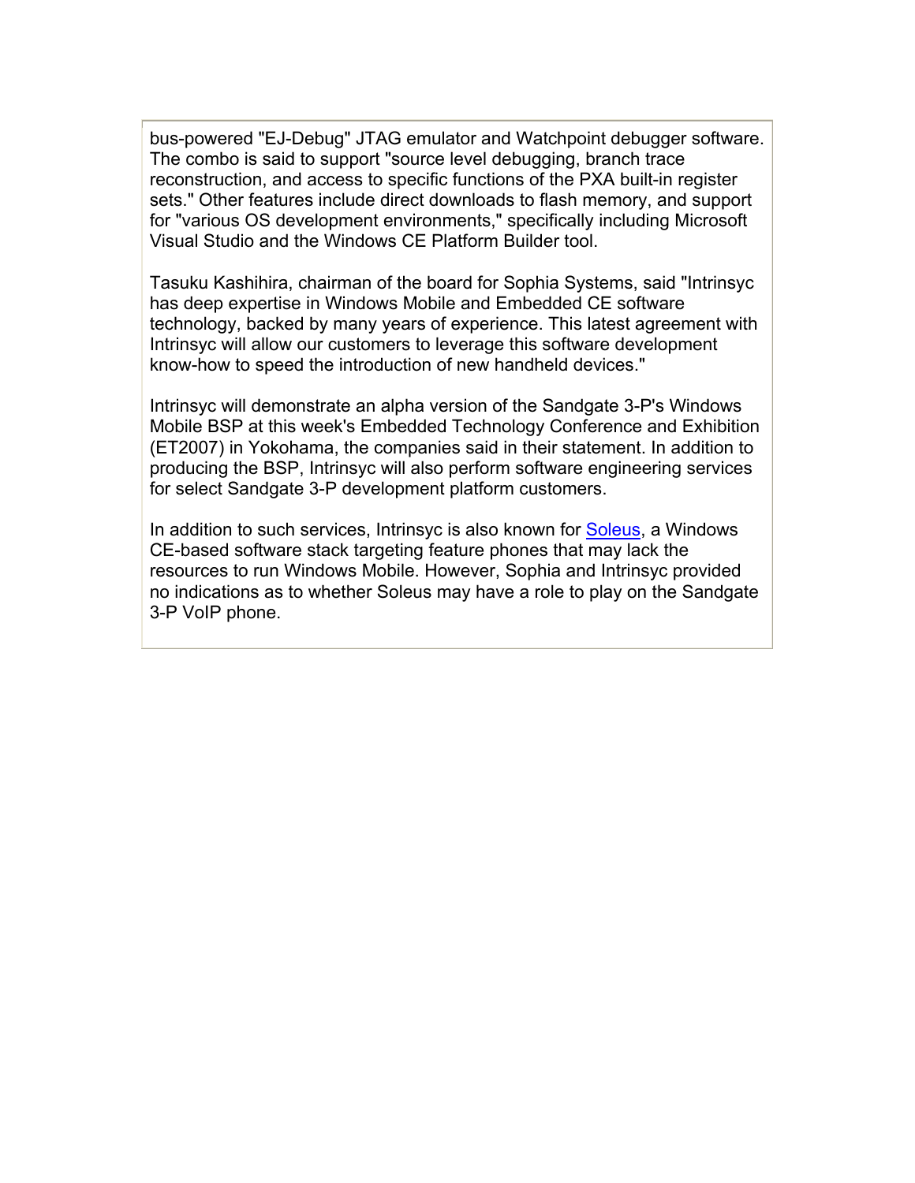bus-powered "EJ-Debug" JTAG emulator and Watchpoint debugger software. The combo is said to support "source level debugging, branch trace reconstruction, and access to specific functions of the PXA built-in register sets." Other features include direct downloads to flash memory, and support for "various OS development environments," specifically including Microsoft Visual Studio and the Windows CE Platform Builder tool.

Tasuku Kashihira, chairman of the board for Sophia Systems, said "Intrinsyc has deep expertise in Windows Mobile and Embedded CE software technology, backed by many years of experience. This latest agreement with Intrinsyc will allow our customers to leverage this software development know-how to speed the introduction of new handheld devices."

Intrinsyc will demonstrate an alpha version of the Sandgate 3-P's Windows Mobile BSP at this week's Embedded Technology Conference and Exhibition (ET2007) in Yokohama, the companies said in their statement. In addition to producing the BSP, Intrinsyc will also perform software engineering services for select Sandgate 3-P development platform customers.

In addition to such services, Intrinsyc is also known for Soleus, a Windows CE-based software stack targeting feature phones that may lack the resources to run Windows Mobile. However, Sophia and Intrinsyc provided no indications as to whether Soleus may have a role to play on the Sandgate 3-P VoIP phone.